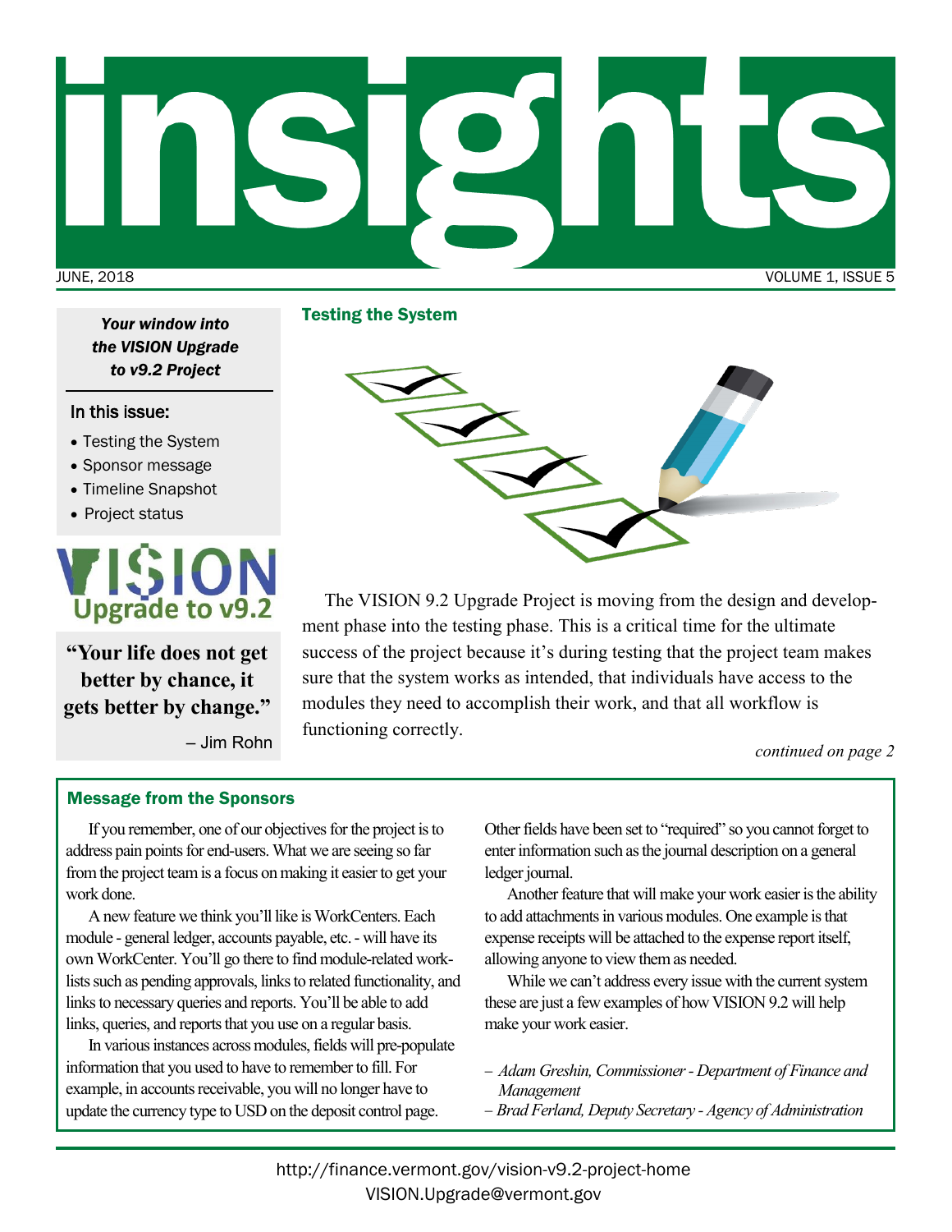# insights

JUNE, 2018 VOLUME 1, ISSUE 5

***Your window into the VISION Upgrade to v9.2 Project***

**In this issue:**

- Testing the System
- Sponsor message
- Timeline Snapshot
- Project status

VISION Upgrade to v9.2

**"Your life does not get better by chance, it gets better by change."**

– Jim Rohn

## Testing the System

The VISION 9.2 Upgrade Project is moving from the design and development phase into the testing phase. This is a critical time for the ultimate success of the project because it's during testing that the project team makes sure that the system works as intended, that individuals have access to the modules they need to accomplish their work, and that all workflow is functioning correctly.

*continued on page 2*

## Message from the Sponsors

If you remember, one of our objectives for the project is to address pain points for end-users. What we are seeing so far from the project team is a focus on making it easier to get your work done.

A new feature we think you'll like is WorkCenters. Each module - general ledger, accounts payable, etc. - will have its own WorkCenter. You'll go there to find module-related work-lists such as pending approvals, links to related functionality, and links to necessary queries and reports. You'll be able to add links, queries, and reports that you use on a regular basis.

In various instances across modules, fields will pre-populate information that you used to have to remember to fill. For example, in accounts receivable, you will no longer have to update the currency type to USD on the deposit control page. Other fields have been set to "required" so you cannot forget to enter information such as the journal description on a general ledger journal.

Another feature that will make your work easier is the ability to add attachments in various modules. One example is that expense receipts will be attached to the expense report itself, allowing anyone to view them as needed.

While we can't address every issue with the current system these are just a few examples of how VISION 9.2 will help make your work easier.

*– Adam Greshin, Commissioner - Department of Finance and Management*
*– Brad Ferland, Deputy Secretary - Agency of Administration*

http://finance.vermont.gov/vision-v9.2-project-home
VISION.Upgrade@vermont.gov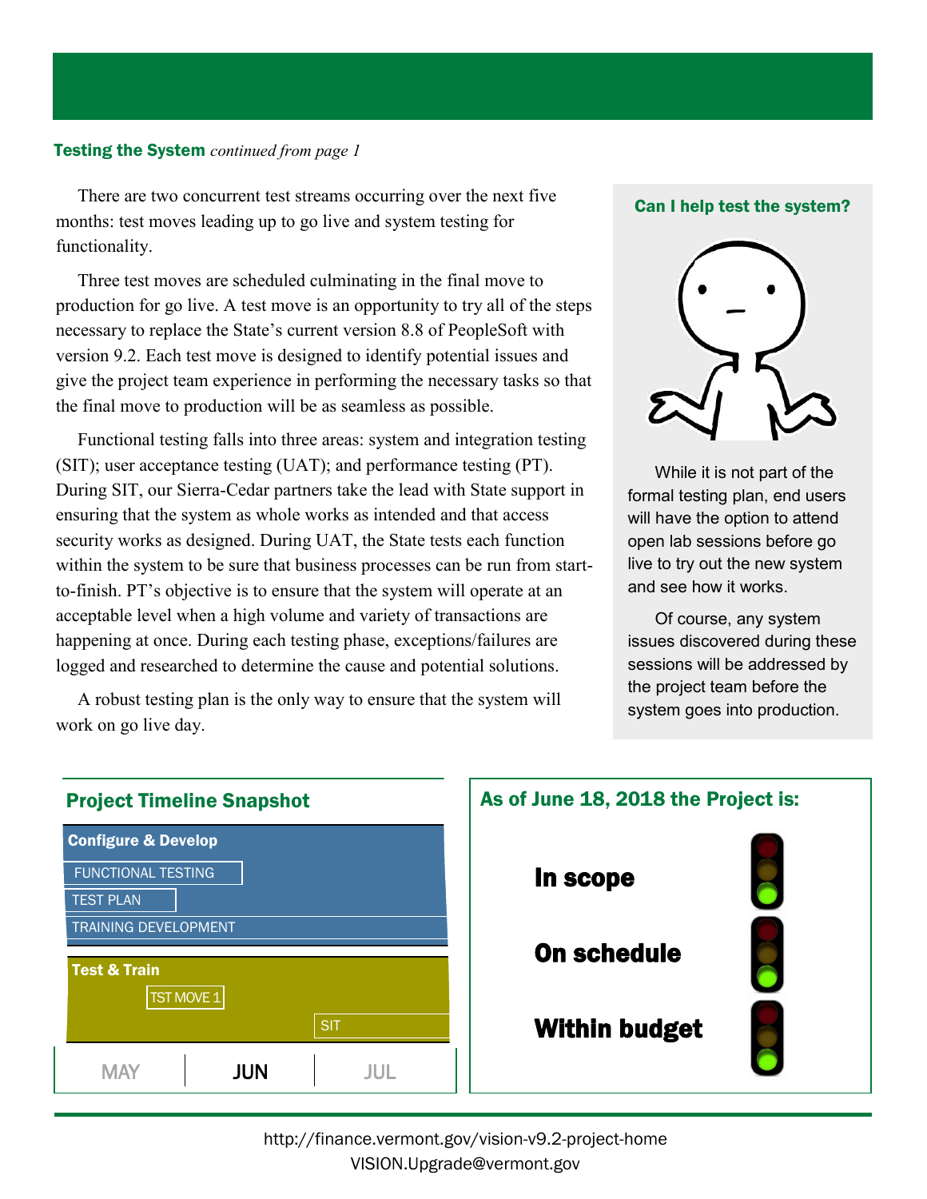**Testing the System** *continued from page 1*

There are two concurrent test streams occurring over the next five months: test moves leading up to go live and system testing for functionality.

Three test moves are scheduled culminating in the final move to production for go live. A test move is an opportunity to try all of the steps necessary to replace the State's current version 8.8 of PeopleSoft with version 9.2. Each test move is designed to identify potential issues and give the project team experience in performing the necessary tasks so that the final move to production will be as seamless as possible.

Functional testing falls into three areas: system and integration testing (SIT); user acceptance testing (UAT); and performance testing (PT). During SIT, our Sierra-Cedar partners take the lead with State support in ensuring that the system as whole works as intended and that access security works as designed. During UAT, the State tests each function within the system to be sure that business processes can be run from start-to-finish. PT's objective is to ensure that the system will operate at an acceptable level when a high volume and variety of transactions are happening at once. During each testing phase, exceptions/failures are logged and researched to determine the cause and potential solutions.

A robust testing plan is the only way to ensure that the system will work on go live day.

### Can I help test the system?

While it is not part of the formal testing plan, end users will have the option to attend open lab sessions before go live to try out the new system and see how it works.

Of course, any system issues discovered during these sessions will be addressed by the project team before the system goes into production.

### Project Timeline Snapshot

**Configure & Develop**

FUNCTIONAL TESTING

TEST PLAN

TRAINING DEVELOPMENT

**Test & Train**

TST MOVE 1

SIT

MAY

JUN

JUL

### As of June 18, 2018 the Project is:

**In scope**

**On schedule**

**Within budget**

http://finance.vermont.gov/vision-v9.2-project-home
VISION.Upgrade@vermont.gov